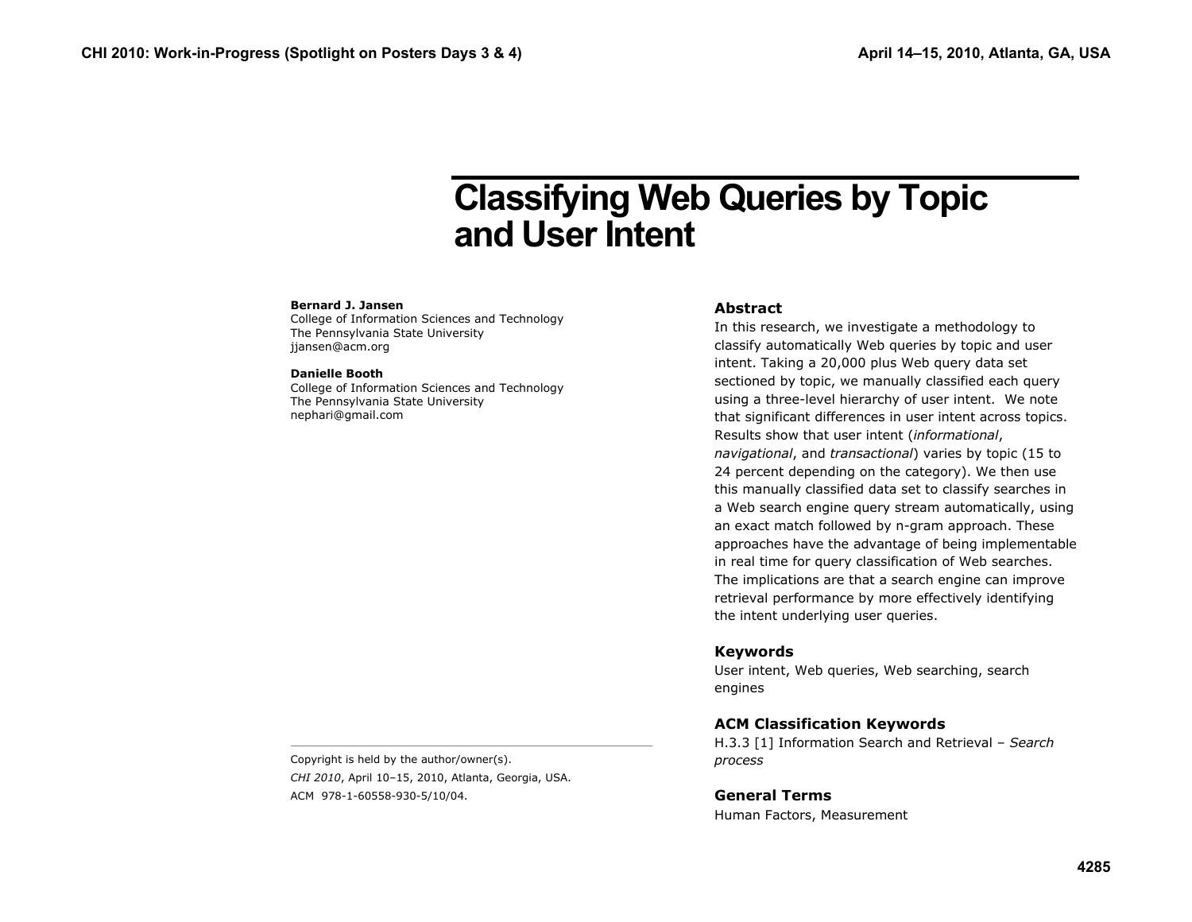# Classifying Web Queries by Topic and User Intent

**Bernard J. Jansen**
College of Information Sciences and Technology
The Pennsylvania State University
jjansen@acm.org

**Danielle Booth**
College of Information Sciences and Technology
The Pennsylvania State University
nephari@gmail.com

Copyright is held by the author/owner(s).

*CHI 2010*, April 10–15, 2010, Atlanta, Georgia, USA.

ACM 978-1-60558-930-5/10/04.

## Abstract

In this research, we investigate a methodology to classify automatically Web queries by topic and user intent. Taking a 20,000 plus Web query data set sectioned by topic, we manually classified each query using a three-level hierarchy of user intent. We note that significant differences in user intent across topics. Results show that user intent (*informational*, *navigational*, and *transactional*) varies by topic (15 to 24 percent depending on the category). We then use this manually classified data set to classify searches in a Web search engine query stream automatically, using an exact match followed by n-gram approach. These approaches have the advantage of being implementable in real time for query classification of Web searches. The implications are that a search engine can improve retrieval performance by more effectively identifying the intent underlying user queries.

## Keywords

User intent, Web queries, Web searching, search engines

## ACM Classification Keywords

H.3.3 [1] Information Search and Retrieval – *Search process*

## General Terms

Human Factors, Measurement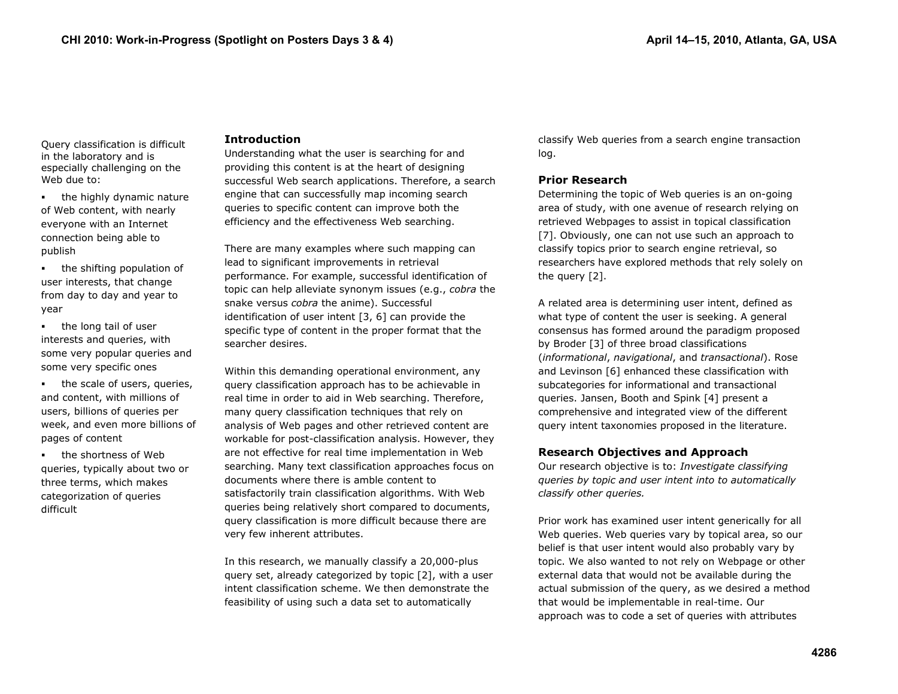Query classification is difficult in the laboratory and is especially challenging on the Web due to:

- the highly dynamic nature of Web content, with nearly everyone with an Internet connection being able to publish
- the shifting population of user interests, that change from day to day and year to year
- the long tail of user interests and queries, with some very popular queries and some very specific ones
- the scale of users, queries, and content, with millions of users, billions of queries per week, and even more billions of pages of content
- the shortness of Web queries, typically about two or three terms, which makes categorization of queries difficult

## Introduction

Understanding what the user is searching for and providing this content is at the heart of designing successful Web search applications. Therefore, a search engine that can successfully map incoming search queries to specific content can improve both the efficiency and the effectiveness Web searching.

There are many examples where such mapping can lead to significant improvements in retrieval performance. For example, successful identification of topic can help alleviate synonym issues (e.g., *cobra* the snake versus *cobra* the anime). Successful identification of user intent [3, 6] can provide the specific type of content in the proper format that the searcher desires.

Within this demanding operational environment, any query classification approach has to be achievable in real time in order to aid in Web searching. Therefore, many query classification techniques that rely on analysis of Web pages and other retrieved content are workable for post-classification analysis. However, they are not effective for real time implementation in Web searching. Many text classification approaches focus on documents where there is amble content to satisfactorily train classification algorithms. With Web queries being relatively short compared to documents, query classification is more difficult because there are very few inherent attributes.

In this research, we manually classify a 20,000-plus query set, already categorized by topic [2], with a user intent classification scheme. We then demonstrate the feasibility of using such a data set to automatically classify Web queries from a search engine transaction log.

## Prior Research

Determining the topic of Web queries is an on-going area of study, with one avenue of research relying on retrieved Webpages to assist in topical classification [7]. Obviously, one can not use such an approach to classify topics prior to search engine retrieval, so researchers have explored methods that rely solely on the query [2].

A related area is determining user intent, defined as what type of content the user is seeking. A general consensus has formed around the paradigm proposed by Broder [3] of three broad classifications (*informational*, *navigational*, and *transactional*). Rose and Levinson [6] enhanced these classification with subcategories for informational and transactional queries. Jansen, Booth and Spink [4] present a comprehensive and integrated view of the different query intent taxonomies proposed in the literature.

## Research Objectives and Approach

Our research objective is to: *Investigate classifying queries by topic and user intent into to automatically classify other queries.*

Prior work has examined user intent generically for all Web queries. Web queries vary by topical area, so our belief is that user intent would also probably vary by topic. We also wanted to not rely on Webpage or other external data that would not be available during the actual submission of the query, as we desired a method that would be implementable in real-time. Our approach was to code a set of queries with attributes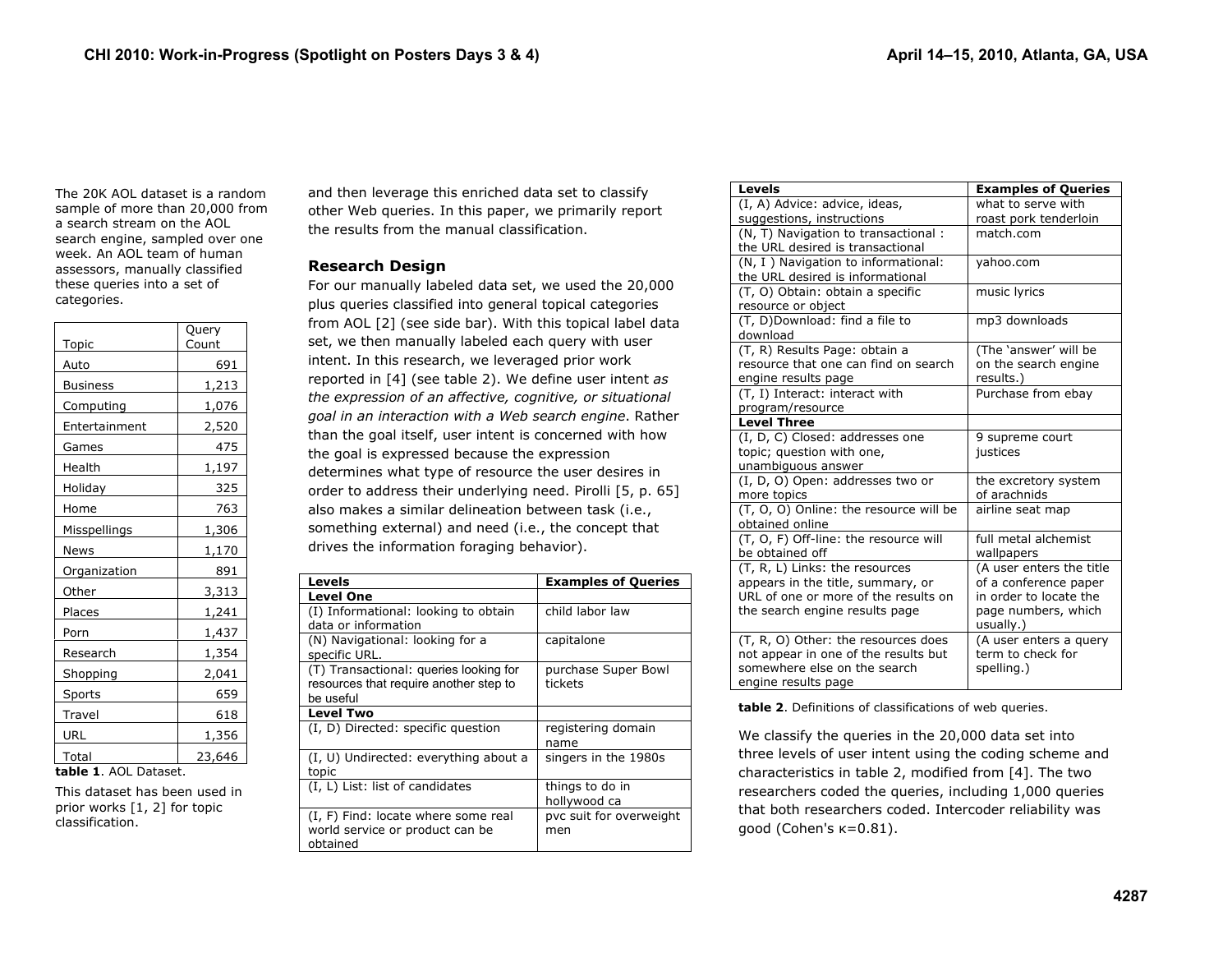The 20K AOL dataset is a random sample of more than 20,000 from a search stream on the AOL search engine, sampled over one week. An AOL team of human assessors, manually classified these queries into a set of categories.

| Topic | Query Count |
|---|---|
| Auto | 691 |
| Business | 1,213 |
| Computing | 1,076 |
| Entertainment | 2,520 |
| Games | 475 |
| Health | 1,197 |
| Holiday | 325 |
| Home | 763 |
| Misspellings | 1,306 |
| News | 1,170 |
| Organization | 891 |
| Other | 3,313 |
| Places | 1,241 |
| Porn | 1,437 |
| Research | 1,354 |
| Shopping | 2,041 |
| Sports | 659 |
| Travel | 618 |
| URL | 1,356 |
| Total | 23,646 |

**table 1**. AOL Dataset.

This dataset has been used in prior works [1, 2] for topic classification.

and then leverage this enriched data set to classify other Web queries. In this paper, we primarily report the results from the manual classification.

## Research Design

For our manually labeled data set, we used the 20,000 plus queries classified into general topical categories from AOL [2] (see side bar). With this topical label data set, we then manually labeled each query with user intent. In this research, we leveraged prior work reported in [4] (see table 2). We define user intent *as the expression of an affective, cognitive, or situational goal in an interaction with a Web search engine*. Rather than the goal itself, user intent is concerned with how the goal is expressed because the expression determines what type of resource the user desires in order to address their underlying need. Pirolli [5, p. 65] also makes a similar delineation between task (i.e., something external) and need (i.e., the concept that drives the information foraging behavior).

| Levels | Examples of Queries |
|---|---|
| **Level One** | |
| (I) Informational: looking to obtain data or information | child labor law |
| (N) Navigational: looking for a specific URL. | capitalone |
| (T) Transactional: queries looking for resources that require another step to be useful | purchase Super Bowl tickets |
| **Level Two** | |
| (I, D) Directed: specific question | registering domain name |
| (I, U) Undirected: everything about a topic | singers in the 1980s |
| (I, L) List: list of candidates | things to do in hollywood ca |
| (I, F) Find: locate where some real world service or product can be obtained | pvc suit for overweight men |
| (I, A) Advice: advice, ideas, suggestions, instructions | what to serve with roast pork tenderloin |
| (N, T) Navigation to transactional : the URL desired is transactional | match.com |
| (N, I ) Navigation to informational: the URL desired is informational | yahoo.com |
| (T, O) Obtain: obtain a specific resource or object | music lyrics |
| (T, D)Download: find a file to download | mp3 downloads |
| (T, R) Results Page: obtain a resource that one can find on search engine results page | (The 'answer' will be on the search engine results.) |
| (T, I) Interact: interact with program/resource | Purchase from ebay |
| **Level Three** | |
| (I, D, C) Closed: addresses one topic; question with one, unambiguous answer | 9 supreme court justices |
| (I, D, O) Open: addresses two or more topics | the excretory system of arachnids |
| (T, O, O) Online: the resource will be obtained online | airline seat map |
| (T, O, F) Off-line: the resource will be obtained off | full metal alchemist wallpapers |
| (T, R, L) Links: the resources appears in the title, summary, or URL of one or more of the results on the search engine results page | (A user enters the title of a conference paper in order to locate the page numbers, which usually.) |
| (T, R, O) Other: the resources does not appear in one of the results but somewhere else on the search engine results page | (A user enters a query term to check for spelling.) |

**table 2**. Definitions of classifications of web queries.

We classify the queries in the 20,000 data set into three levels of user intent using the coding scheme and characteristics in table 2, modified from [4]. The two researchers coded the queries, including 1,000 queries that both researchers coded. Intercoder reliability was good (Cohen's $\kappa$=0.81).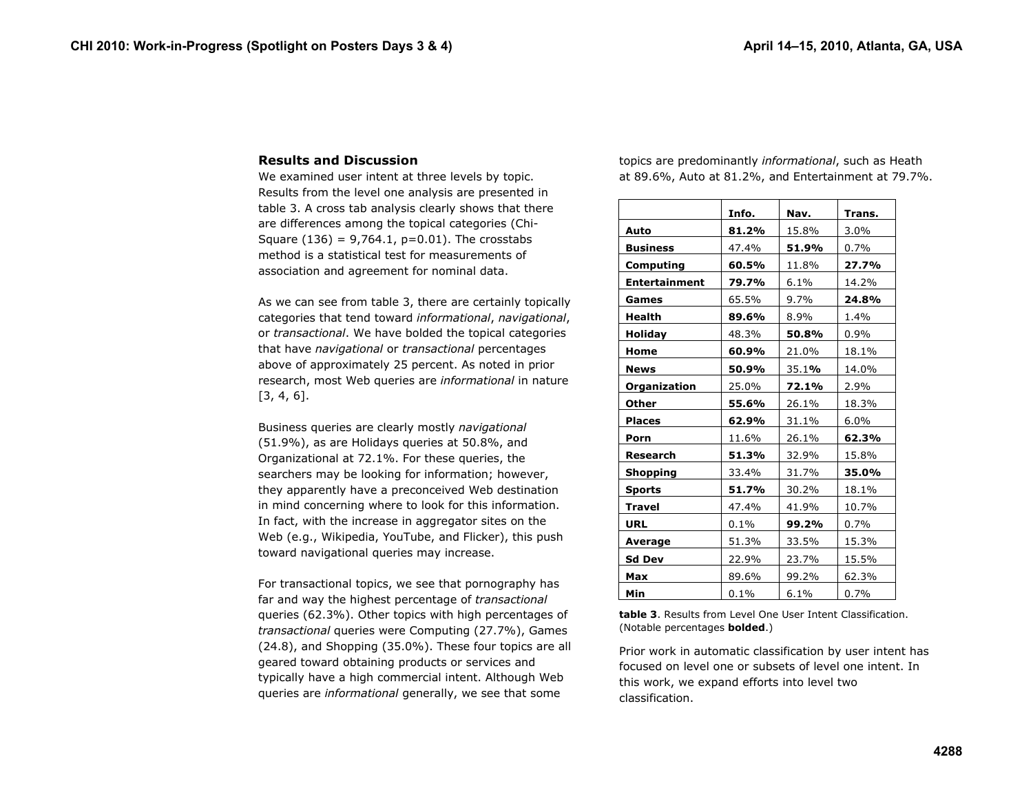### Results and Discussion

We examined user intent at three levels by topic. Results from the level one analysis are presented in table 3. A cross tab analysis clearly shows that there are differences among the topical categories (Chi-Square (136) = 9,764.1, p=0.01). The crosstabs method is a statistical test for measurements of association and agreement for nominal data.

As we can see from table 3, there are certainly topically categories that tend toward *informational*, *navigational*, or *transactional*. We have bolded the topical categories that have *navigational* or *transactional* percentages above of approximately 25 percent. As noted in prior research, most Web queries are *informational* in nature [3, 4, 6].

Business queries are clearly mostly *navigational* (51.9%), as are Holidays queries at 50.8%, and Organizational at 72.1%. For these queries, the searchers may be looking for information; however, they apparently have a preconceived Web destination in mind concerning where to look for this information. In fact, with the increase in aggregator sites on the Web (e.g., Wikipedia, YouTube, and Flicker), this push toward navigational queries may increase.

For transactional topics, we see that pornography has far and way the highest percentage of *transactional* queries (62.3%). Other topics with high percentages of *transactional* queries were Computing (27.7%), Games (24.8), and Shopping (35.0%). These four topics are all geared toward obtaining products or services and typically have a high commercial intent. Although Web queries are *informational* generally, we see that some topics are predominantly *informational*, such as Heath at 89.6%, Auto at 81.2%, and Entertainment at 79.7%.

| | **Info.** | **Nav.** | **Trans.** |
|---|---|---|---|
| **Auto** | **81.2%** | 15.8% | 3.0% |
| **Business** | 47.4% | **51.9%** | 0.7% |
| **Computing** | **60.5%** | 11.8% | **27.7%** |
| **Entertainment** | **79.7%** | 6.1% | 14.2% |
| **Games** | 65.5% | 9.7% | **24.8%** |
| **Health** | **89.6%** | 8.9% | 1.4% |
| **Holiday** | 48.3% | **50.8%** | 0.9% |
| **Home** | **60.9%** | 21.0% | 18.1% |
| **News** | **50.9%** | 35.1**%** | 14.0% |
| **Organization** | 25.0% | **72.1%** | 2.9% |
| **Other** | **55.6%** | 26.1% | 18.3% |
| **Places** | **62.9%** | 31.1% | 6.0% |
| **Porn** | 11.6% | 26.1% | **62.3%** |
| **Research** | **51.3%** | 32.9% | 15.8% |
| **Shopping** | 33.4% | 31.7% | **35.0%** |
| **Sports** | **51.7%** | 30.2% | 18.1% |
| **Travel** | 47.4% | 41.9% | 10.7% |
| **URL** | 0.1% | **99.2%** | 0.7% |
| **Average** | 51.3% | 33.5% | 15.3% |
| **Sd Dev** | 22.9% | 23.7% | 15.5% |
| **Max** | 89.6% | 99.2% | 62.3% |
| **Min** | 0.1% | 6.1% | 0.7% |

**table 3**. Results from Level One User Intent Classification. (Notable percentages **bolded**.)

Prior work in automatic classification by user intent has focused on level one or subsets of level one intent. In this work, we expand efforts into level two classification.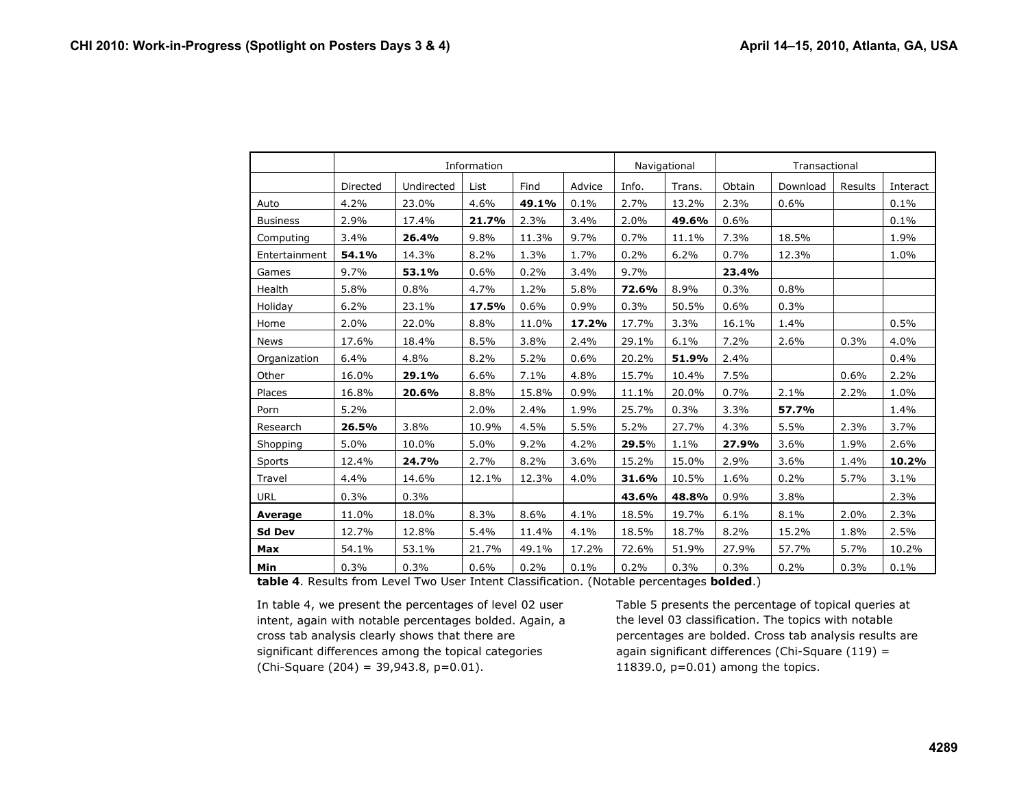| | Information | | | | | Navigational | | Transactional | | | |
|---|---|---|---|---|---|---|---|---|---|---|---|
| | Directed | Undirected | List | Find | Advice | Info. | Trans. | Obtain | Download | Results | Interact |
| Auto | 4.2% | 23.0% | 4.6% | **49.1%** | 0.1% | 2.7% | 13.2% | 2.3% | 0.6% | | 0.1% |
| Business | 2.9% | 17.4% | **21.7%** | 2.3% | 3.4% | 2.0% | **49.6%** | 0.6% | | | 0.1% |
| Computing | 3.4% | **26.4%** | 9.8% | 11.3% | 9.7% | 0.7% | 11.1% | 7.3% | 18.5% | | 1.9% |
| Entertainment | **54.1%** | 14.3% | 8.2% | 1.3% | 1.7% | 0.2% | 6.2% | 0.7% | 12.3% | | 1.0% |
| Games | 9.7% | **53.1%** | 0.6% | 0.2% | 3.4% | 9.7% | | **23.4%** | | | |
| Health | 5.8% | 0.8% | 4.7% | 1.2% | 5.8% | **72.6%** | 8.9% | 0.3% | 0.8% | | |
| Holiday | 6.2% | 23.1% | **17.5%** | 0.6% | 0.9% | 0.3% | 50.5% | 0.6% | 0.3% | | |
| Home | 2.0% | 22.0% | 8.8% | 11.0% | **17.2%** | 17.7% | 3.3% | 16.1% | 1.4% | | 0.5% |
| News | 17.6% | 18.4% | 8.5% | 3.8% | 2.4% | 29.1% | 6.1% | 7.2% | 2.6% | 0.3% | 4.0% |
| Organization | 6.4% | 4.8% | 8.2% | 5.2% | 0.6% | 20.2% | **51.9%** | 2.4% | | | 0.4% |
| Other | 16.0% | **29.1%** | 6.6% | 7.1% | 4.8% | 15.7% | 10.4% | 7.5% | | 0.6% | 2.2% |
| Places | 16.8% | **20.6%** | 8.8% | 15.8% | 0.9% | 11.1% | 20.0% | 0.7% | 2.1% | 2.2% | 1.0% |
| Porn | 5.2% | | 2.0% | 2.4% | 1.9% | 25.7% | 0.3% | 3.3% | **57.7%** | | 1.4% |
| Research | **26.5%** | 3.8% | 10.9% | 4.5% | 5.5% | 5.2% | 27.7% | 4.3% | 5.5% | 2.3% | 3.7% |
| Shopping | 5.0% | 10.0% | 5.0% | 9.2% | 4.2% | **29.5**% | 1.1% | **27.9%** | 3.6% | 1.9% | 2.6% |
| Sports | 12.4% | **24.7%** | 2.7% | 8.2% | 3.6% | 15.2% | 15.0% | 2.9% | 3.6% | 1.4% | **10.2%** |
| Travel | 4.4% | 14.6% | 12.1% | 12.3% | 4.0% | **31.6%** | 10.5% | 1.6% | 0.2% | 5.7% | 3.1% |
| URL | 0.3% | 0.3% | | | | **43.6%** | **48.8%** | 0.9% | 3.8% | | 2.3% |
| **Average** | 11.0% | 18.0% | 8.3% | 8.6% | 4.1% | 18.5% | 19.7% | 6.1% | 8.1% | 2.0% | 2.3% |
| **Sd Dev** | 12.7% | 12.8% | 5.4% | 11.4% | 4.1% | 18.5% | 18.7% | 8.2% | 15.2% | 1.8% | 2.5% |
| **Max** | 54.1% | 53.1% | 21.7% | 49.1% | 17.2% | 72.6% | 51.9% | 27.9% | 57.7% | 5.7% | 10.2% |
| **Min** | 0.3% | 0.3% | 0.6% | 0.2% | 0.1% | 0.2% | 0.3% | 0.3% | 0.2% | 0.3% | 0.1% |

**table 4**. Results from Level Two User Intent Classification. (Notable percentages **bolded**.)

In table 4, we present the percentages of level 02 user intent, again with notable percentages bolded. Again, a cross tab analysis clearly shows that there are significant differences among the topical categories (Chi-Square (204) = 39,943.8, p=0.01).

Table 5 presents the percentage of topical queries at the level 03 classification. The topics with notable percentages are bolded. Cross tab analysis results are again significant differences (Chi-Square (119) = 11839.0, p=0.01) among the topics.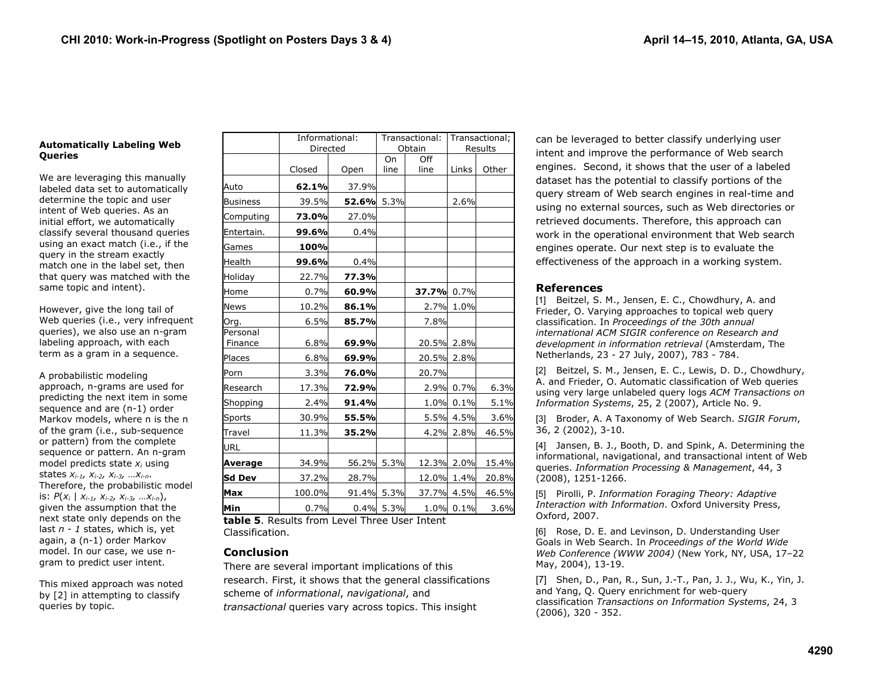#### Automatically Labeling Web Queries

We are leveraging this manually labeled data set to automatically determine the topic and user intent of Web queries. As an initial effort, we automatically classify several thousand queries using an exact match (i.e., if the query in the stream exactly match one in the label set, then that query was matched with the same topic and intent).

However, give the long tail of Web queries (i.e., very infrequent queries), we also use an n-gram labeling approach, with each term as a gram in a sequence.

A probabilistic modeling approach, n-grams are used for predicting the next item in some sequence and are (n-1) order Markov models, where n is the n of the gram (i.e., sub-sequence or pattern) from the complete sequence or pattern. An n-gram model predicts state $x_i$ using states $x_{i-1}$, $x_{i-2}$, $x_{i-3}$, $\ldots x_{i-n}$. Therefore, the probabilistic model is: $P(x_i \mid x_{i-1}, x_{i-2}, x_{i-3}, \ldots x_{i-n})$, given the assumption that the next state only depends on the last $n - 1$ states, which is, yet again, a (n-1) order Markov model. In our case, we use n-gram to predict user intent.

This mixed approach was noted by [2] in attempting to classify queries by topic.

| | Informational: Directed | | Transactional: Obtain | | Transactional; Results | |
|---|---|---|---|---|---|---|
| | Closed | Open | On line | Off line | Links | Other |
| Auto | **62.1%** | 37.9% | | | | |
| Business | 39.5% | **52.6%** | 5.3% | | 2.6% | |
| Computing | **73.0%** | 27.0% | | | | |
| Entertain. | **99.6%** | 0.4% | | | | |
| Games | **100%** | | | | | |
| Health | **99.6%** | 0.4% | | | | |
| Holiday | 22.7% | **77.3%** | | | | |
| Home | 0.7% | **60.9%** | | **37.7%** | 0.7% | |
| News | 10.2% | **86.1%** | | 2.7% | 1.0% | |
| Org. | 6.5% | **85.7%** | | 7.8% | | |
| Personal Finance | 6.8% | **69.9%** | | 20.5% | 2.8% | |
| Places | 6.8% | **69.9%** | | 20.5% | 2.8% | |
| Porn | 3.3% | **76.0%** | | 20.7% | | |
| Research | 17.3% | **72.9%** | | 2.9% | 0.7% | 6.3% |
| Shopping | 2.4% | **91.4%** | | 1.0% | 0.1% | 5.1% |
| Sports | 30.9% | **55.5%** | | 5.5% | 4.5% | 3.6% |
| Travel | 11.3% | **35.2%** | | 4.2% | 2.8% | 46.5% |
| URL | | | | | | |
| **Average** | 34.9% | 56.2% | 5.3% | 12.3% | 2.0% | 15.4% |
| **Sd Dev** | 37.2% | 28.7% | | 12.0% | 1.4% | 20.8% |
| **Max** | 100.0% | 91.4% | 5.3% | 37.7% | 4.5% | 46.5% |
| **Min** | 0.7% | 0.4% | 5.3% | 1.0% | 0.1% | 3.6% |

**table 5**. Results from Level Three User Intent Classification.

### Conclusion

There are several important implications of this research. First, it shows that the general classifications scheme of *informational*, *navigational*, and *transactional* queries vary across topics. This insight can be leveraged to better classify underlying user intent and improve the performance of Web search engines. Second, it shows that the user of a labeled dataset has the potential to classify portions of the query stream of Web search engines in real-time and using no external sources, such as Web directories or retrieved documents. Therefore, this approach can work in the operational environment that Web search engines operate. Our next step is to evaluate the effectiveness of the approach in a working system.

### References

[1] Beitzel, S. M., Jensen, E. C., Chowdhury, A. and Frieder, O. Varying approaches to topical web query classification. In *Proceedings of the 30th annual international ACM SIGIR conference on Research and development in information retrieval* (Amsterdam, The Netherlands, 23 - 27 July, 2007), 783 - 784.

[2] Beitzel, S. M., Jensen, E. C., Lewis, D. D., Chowdhury, A. and Frieder, O. Automatic classification of Web queries using very large unlabeled query logs *ACM Transactions on Information Systems*, 25, 2 (2007), Article No. 9.

[3] Broder, A. A Taxonomy of Web Search. *SIGIR Forum*, 36, 2 (2002), 3-10.

[4] Jansen, B. J., Booth, D. and Spink, A. Determining the informational, navigational, and transactional intent of Web queries. *Information Processing & Management*, 44, 3 (2008), 1251-1266.

[5] Pirolli, P. *Information Foraging Theory: Adaptive Interaction with Information*. Oxford University Press, Oxford, 2007.

[6] Rose, D. E. and Levinson, D. Understanding User Goals in Web Search. In *Proceedings of the World Wide Web Conference (WWW 2004)* (New York, NY, USA, 17–22 May, 2004), 13-19.

[7] Shen, D., Pan, R., Sun, J.-T., Pan, J. J., Wu, K., Yin, J. and Yang, Q. Query enrichment for web-query classification *Transactions on Information Systems*, 24, 3 (2006), 320 - 352.